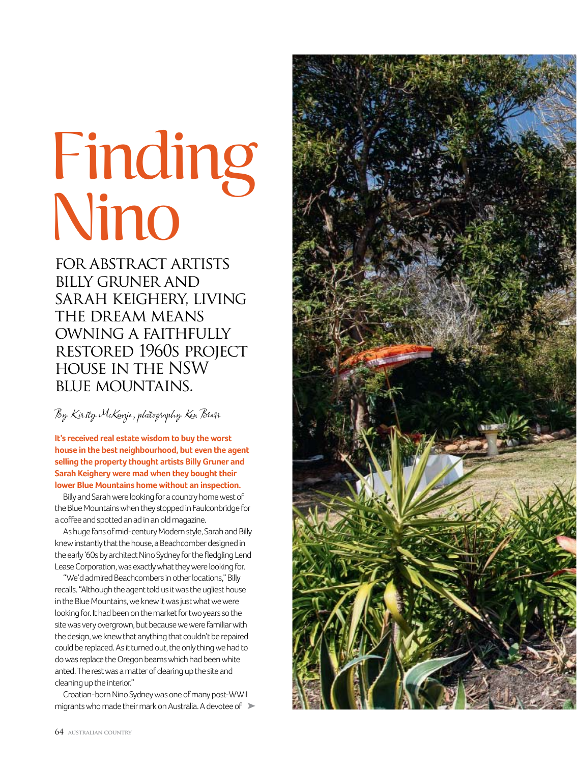# Finding Nino

## FOR ABSTRACT ARTISTS BILLY GRUNER AND SARAH KEIGHERY, LIVING THE DREAM MEANS OWNING A FAITHFULLY RESTORED 1960S PROJECT HOUSE IN THE NSW BLUE MOUNTAINS.

*By Kirsty McKenzie, photography Ken Brass*

**It's received real estate wisdom to buy the worst house in the best neighbourhood, but even the agent selling the property thought artists Billy Gruner and Sarah Keighery were mad when they bought their lower Blue Mountains home without an inspection.**

Billy and Sarah were looking for a country home west of the Blue Mountains when they stopped in Faulconbridge for a coffee and spotted an ad in an old magazine.

As huge fans of mid-century Modern style, Sarah and Billy knew instantly that the house, a Beachcomber designed in the early '60s by architect Nino Sydney for the fledgling Lend Lease Corporation, was exactly what they were looking for.

"We'd admired Beachcombers in other locations," Billy recalls. "Although the agent told us it was the ugliest house in the Blue Mountains, we knew it was just what we were looking for. It had been on the market for two years so the site was very overgrown, but because we were familiar with the design, we knew that anything that couldn't be repaired could be replaced. As it turned out, the only thing we had to do was replace the Oregon beams which had been white anted. The rest was a matter of clearing up the site and cleaning up the interior."

Croatian-born Nino Sydney was one of many post-WWII migrants who made their mark on Australia. A devotee of ➤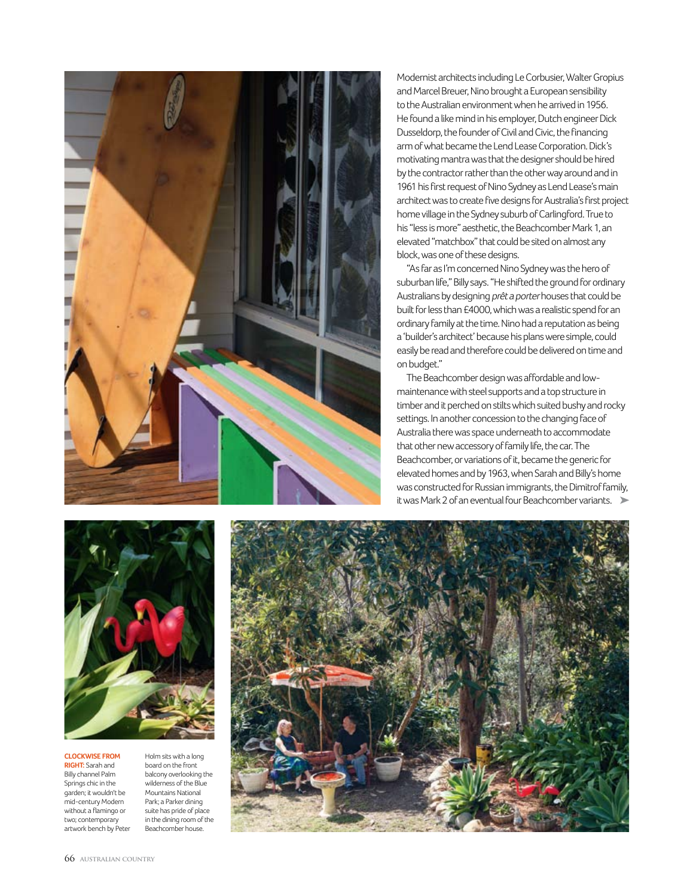Modernist architects including Le Corbusier, Walter Gropius and Marcel Breuer, Nino brought a European sensibility to the Australian environment when he arrived in 1956. He found a like mind in his employer, Dutch engineer Dick Dusseldorp, the founder of Civil and Civic, the financing arm of what became the Lend Lease Corporation. Dick's motivating mantra was that the designer should be hired by the contractor rather than the other way around and in 1961 his first request of Nino Sydney as Lend Lease's main architect was to create five designs for Australia's first project home village in the Sydney suburb of Carlingford. True to his "less is more" aesthetic, the Beachcomber Mark 1, an elevated "matchbox" that could be sited on almost any block, was one of these designs.

"As far as I'm concerned Nino Sydney was the hero of suburban life," Billy says. "He shifted the ground for ordinary Australians by designing *prêt a porter* houses that could be built for less than £4000, which was a realistic spend for an ordinary family at the time. Nino had a reputation as being a 'builder's architect' because his plans were simple, could easily be read and therefore could be delivered on time and on budget."

The Beachcomber design was affordable and low-maintenance with steel supports and a top structure in timber and it perched on stilts which suited bushy and rocky settings. In another concession to the changing face of Australia there was space underneath to accommodate that other new accessory of family life, the car. The Beachcomber, or variations of it, became the generic for elevated homes and by 1963, when Sarah and Billy's home was constructed for Russian immigrants, the Dimitrof family, it was Mark 2 of an eventual four Beachcomber variants.

**CLOCKWISE FROM RIGHT:** Sarah and Billy channel Palm Springs chic in the garden; it wouldn't be mid-century Modern without a flamingo or two; contemporary artwork bench by Peter Holm sits with a long board on the front balcony overlooking the wilderness of the Blue Mountains National Park; a Parker dining suite has pride of place in the dining room of the Beachcomber house.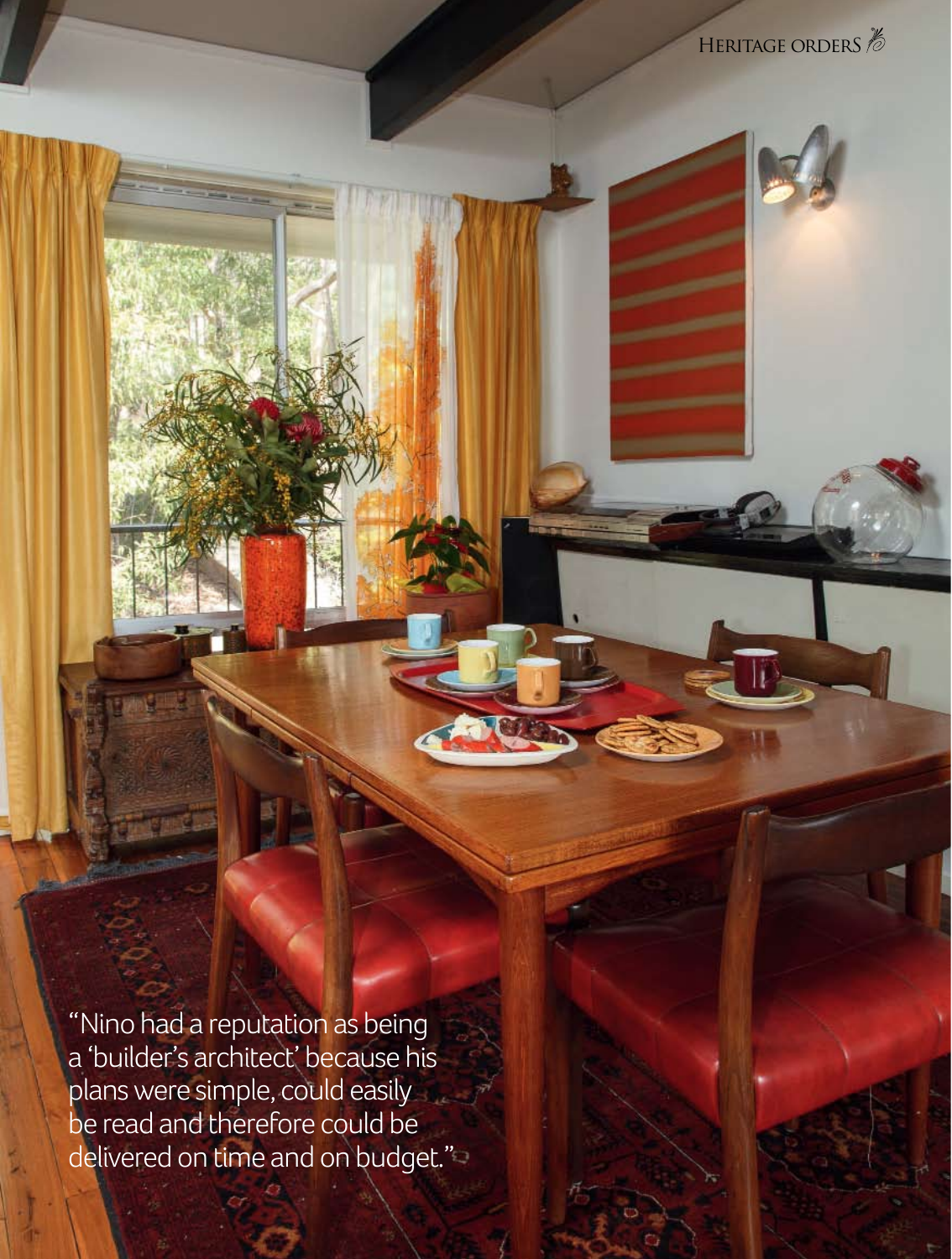"Nino had a reputation as being a 'builder's architect' because his plans were simple, could easily be read and therefore could be delivered on time and on budget."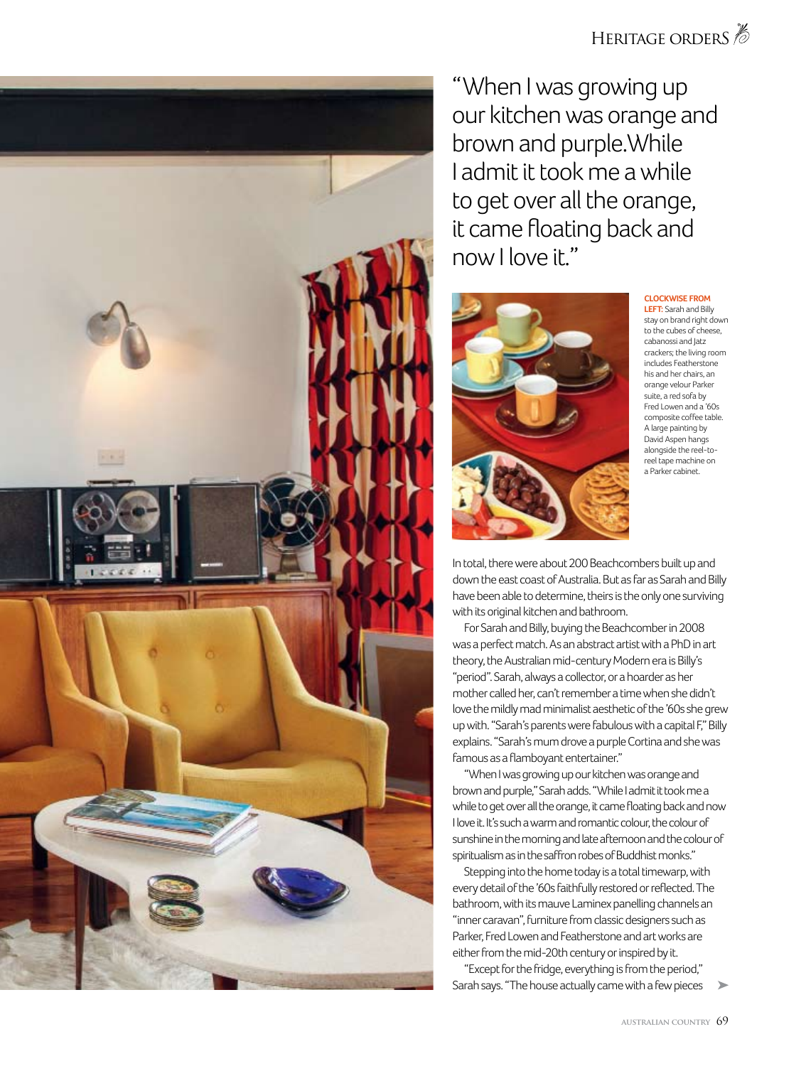"When I was growing up our kitchen was orange and brown and purple. While I admit it took me a while to get over all the orange, it came floating back and now I love it."

**CLOCKWISE FROM LEFT:** Sarah and Billy stay on brand right down to the cubes of cheese, cabanossi and Jatz crackers; the living room includes Featherstone his and her chairs, an orange velour Parker suite, a red sofa by Fred Lowen and a '60s composite coffee table. A large painting by David Aspen hangs alongside the reel-to-reel tape machine on a Parker cabinet.

In total, there were about 200 Beachcombers built up and down the east coast of Australia. But as far as Sarah and Billy have been able to determine, theirs is the only one surviving with its original kitchen and bathroom.

For Sarah and Billy, buying the Beachcomber in 2008 was a perfect match. As an abstract artist with a PhD in art theory, the Australian mid-century Modern era is Billy's "period". Sarah, always a collector, or a hoarder as her mother called her, can't remember a time when she didn't love the mildly mad minimalist aesthetic of the '60s she grew up with. "Sarah's parents were fabulous with a capital F," Billy explains. "Sarah's mum drove a purple Cortina and she was famous as a flamboyant entertainer."

"When I was growing up our kitchen was orange and brown and purple," Sarah adds. "While I admit it took me a while to get over all the orange, it came floating back and now I love it. It's such a warm and romantic colour, the colour of sunshine in the morning and late afternoon and the colour of spiritualism as in the saffron robes of Buddhist monks."

Stepping into the home today is a total timewarp, with every detail of the '60s faithfully restored or reflected. The bathroom, with its mauve Laminex panelling channels an "inner caravan", furniture from classic designers such as Parker, Fred Lowen and Featherstone and art works are either from the mid-20th century or inspired by it.

"Except for the fridge, everything is from the period," Sarah says. "The house actually came with a few pieces ➤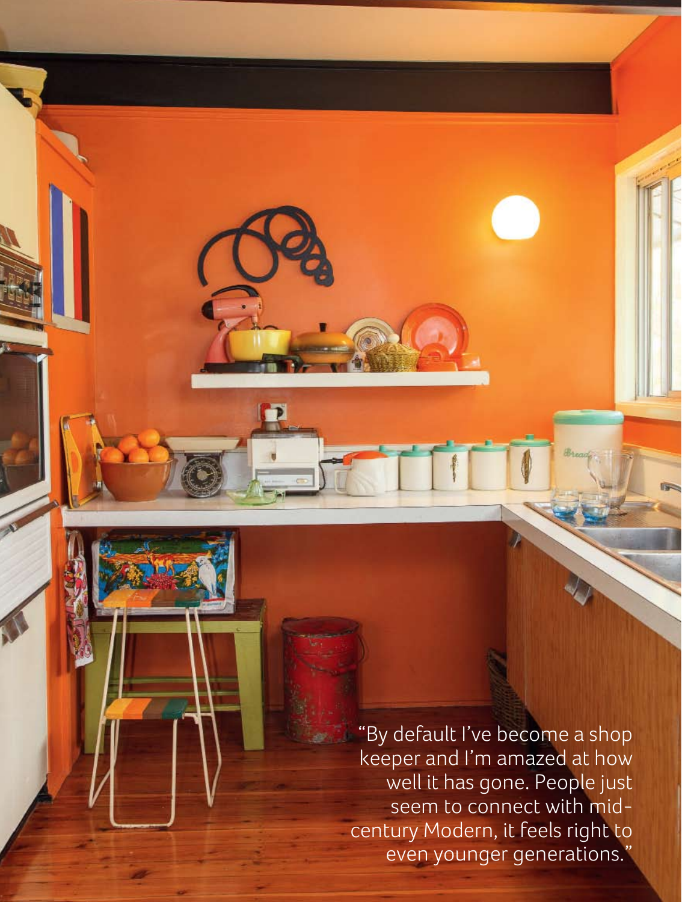"By default I've become a shop keeper and I'm amazed at how well it has gone. People just seem to connect with mid-century Modern, it feels right to even younger generations."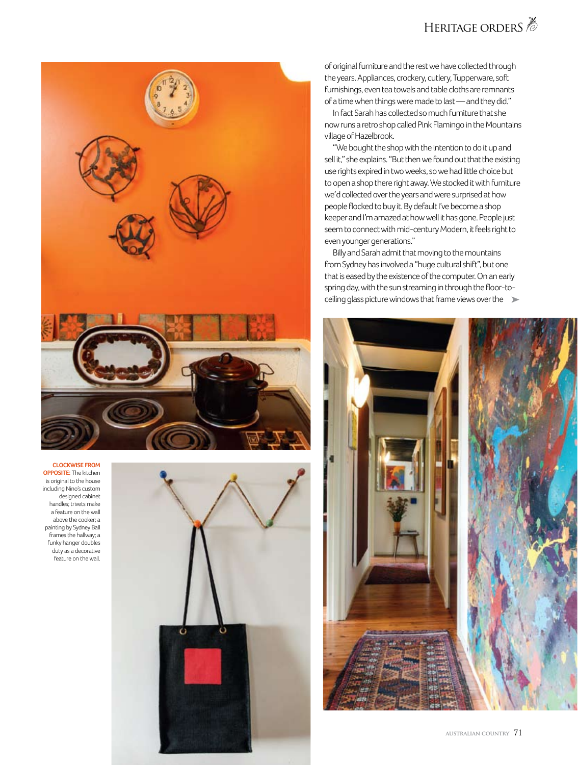of original furniture and the rest we have collected through the years. Appliances, crockery, cutlery, Tupperware, soft furnishings, even tea towels and table cloths are remnants of a time when things were made to last — and they did."

In fact Sarah has collected so much furniture that she now runs a retro shop called Pink Flamingo in the Mountains village of Hazelbrook.

"We bought the shop with the intention to do it up and sell it," she explains. "But then we found out that the existing use rights expired in two weeks, so we had little choice but to open a shop there right away. We stocked it with furniture we'd collected over the years and were surprised at how people flocked to buy it. By default I've become a shop keeper and I'm amazed at how well it has gone. People just seem to connect with mid-century Modern, it feels right to even younger generations."

Billy and Sarah admit that moving to the mountains from Sydney has involved a "huge cultural shift", but one that is eased by the existence of the computer. On an early spring day, with the sun streaming in through the floor-to-ceiling glass picture windows that frame views over the ➤

**CLOCKWISE FROM OPPOSITE:** The kitchen is original to the house including Nino's custom designed cabinet handles; trivets make a feature on the wall above the cooker; a painting by Sydney Ball frames the hallway; a funky hanger doubles duty as a decorative feature on the wall.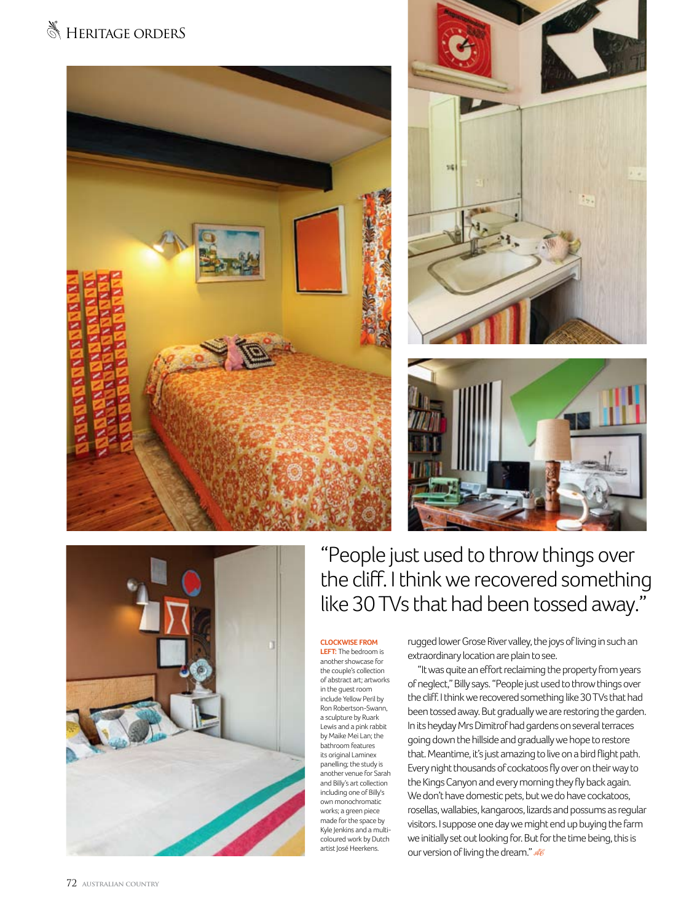> "People just used to throw things over the cliff. I think we recovered something like 30 TVs that had been tossed away."

**CLOCKWISE FROM LEFT:** The bedroom is another showcase for the couple's collection of abstract art; artworks in the guest room include Yellow Peril by Ron Robertson-Swann, a sculpture by Ruark Lewis and a pink rabbit by Maike Mei Lan; the bathroom features its original Laminex panelling; the study is another venue for Sarah and Billy's art collection including one of Billy's own monochromatic works; a green piece made for the space by Kyle Jenkins and a multi-coloured work by Dutch artist José Heerkens.

rugged lower Grose River valley, the joys of living in such an extraordinary location are plain to see.

"It was quite an effort reclaiming the property from years of neglect," Billy says. "People just used to throw things over the cliff. I think we recovered something like 30 TVs that had been tossed away. But gradually we are restoring the garden. In its heyday Mrs Dimitrof had gardens on several terraces going down the hillside and gradually we hope to restore that. Meantime, it's just amazing to live on a bird flight path. Every night thousands of cockatoos fly over on their way to the Kings Canyon and every morning they fly back again. We don't have domestic pets, but we do have cockatoos, rosellas, wallabies, kangaroos, lizards and possums as regular visitors. I suppose one day we might end up buying the farm we initially set out looking for. But for the time being, this is our version of living the dream."